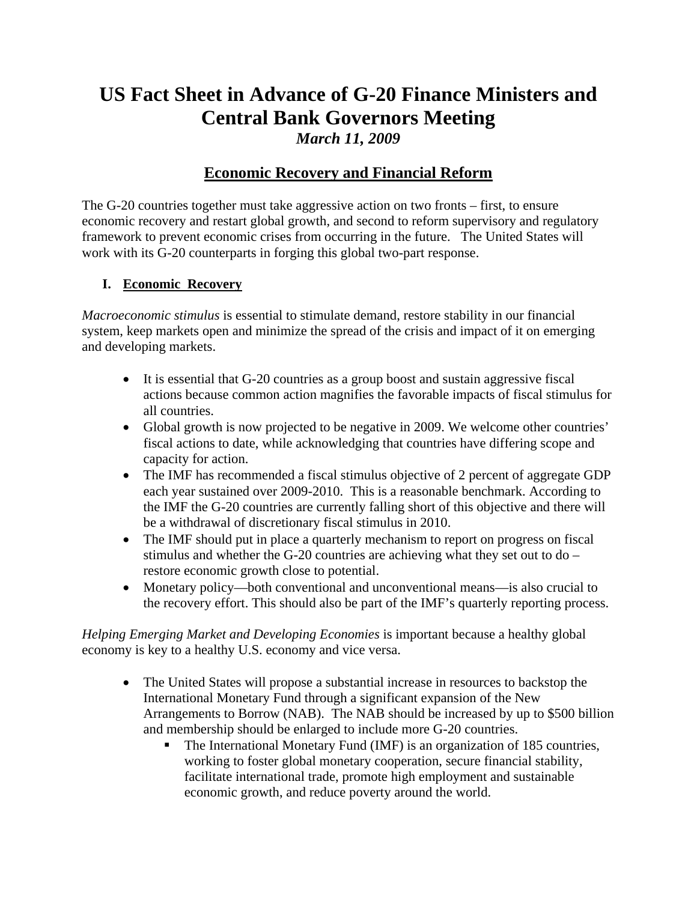# US Fact Sheet in Advance of G-20 Finance Ministers and Central Bank Governors Meeting

*March 11, 2009*

## Economic Recovery and Financial Reform

The G-20 countries together must take aggressive action on two fronts – first, to ensure economic recovery and restart global growth, and second to reform supervisory and regulatory framework to prevent economic crises from occurring in the future. The United States will work with its G-20 counterparts in forging this global two-part response.

### I. Economic Recovery

*Macroeconomic stimulus* is essential to stimulate demand, restore stability in our financial system, keep markets open and minimize the spread of the crisis and impact of it on emerging and developing markets.

- It is essential that G-20 countries as a group boost and sustain aggressive fiscal actions because common action magnifies the favorable impacts of fiscal stimulus for all countries.
- Global growth is now projected to be negative in 2009. We welcome other countries' fiscal actions to date, while acknowledging that countries have differing scope and capacity for action.
- The IMF has recommended a fiscal stimulus objective of 2 percent of aggregate GDP each year sustained over 2009-2010. This is a reasonable benchmark. According to the IMF the G-20 countries are currently falling short of this objective and there will be a withdrawal of discretionary fiscal stimulus in 2010.
- The IMF should put in place a quarterly mechanism to report on progress on fiscal stimulus and whether the G-20 countries are achieving what they set out to do – restore economic growth close to potential.
- Monetary policy—both conventional and unconventional means—is also crucial to the recovery effort. This should also be part of the IMF's quarterly reporting process.

*Helping Emerging Market and Developing Economies* is important because a healthy global economy is key to a healthy U.S. economy and vice versa.

- The United States will propose a substantial increase in resources to backstop the International Monetary Fund through a significant expansion of the New Arrangements to Borrow (NAB). The NAB should be increased by up to $500 billion and membership should be enlarged to include more G-20 countries.
  - The International Monetary Fund (IMF) is an organization of 185 countries, working to foster global monetary cooperation, secure financial stability, facilitate international trade, promote high employment and sustainable economic growth, and reduce poverty around the world.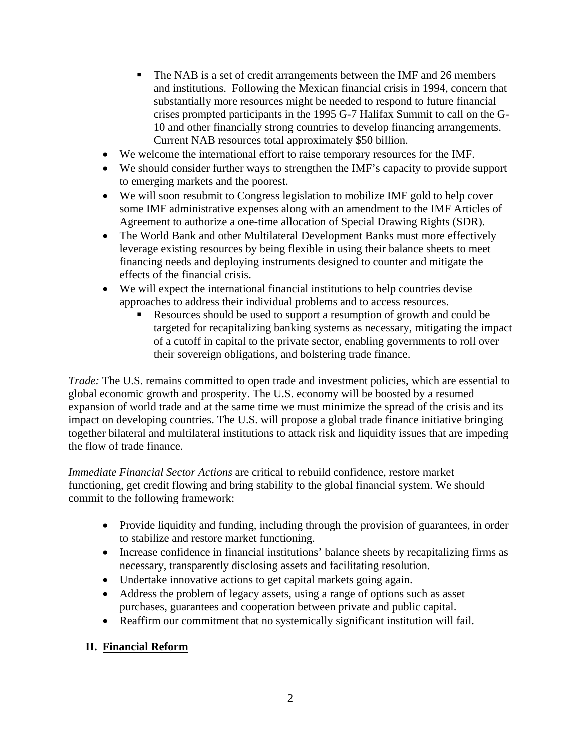- The NAB is a set of credit arrangements between the IMF and 26 members and institutions. Following the Mexican financial crisis in 1994, concern that substantially more resources might be needed to respond to future financial crises prompted participants in the 1995 G-7 Halifax Summit to call on the G-10 and other financially strong countries to develop financing arrangements. Current NAB resources total approximately $50 billion.
- We welcome the international effort to raise temporary resources for the IMF.
- We should consider further ways to strengthen the IMF's capacity to provide support to emerging markets and the poorest.
- We will soon resubmit to Congress legislation to mobilize IMF gold to help cover some IMF administrative expenses along with an amendment to the IMF Articles of Agreement to authorize a one-time allocation of Special Drawing Rights (SDR).
- The World Bank and other Multilateral Development Banks must more effectively leverage existing resources by being flexible in using their balance sheets to meet financing needs and deploying instruments designed to counter and mitigate the effects of the financial crisis.
- We will expect the international financial institutions to help countries devise approaches to address their individual problems and to access resources.
    - Resources should be used to support a resumption of growth and could be targeted for recapitalizing banking systems as necessary, mitigating the impact of a cutoff in capital to the private sector, enabling governments to roll over their sovereign obligations, and bolstering trade finance.

*Trade:* The U.S. remains committed to open trade and investment policies, which are essential to global economic growth and prosperity. The U.S. economy will be boosted by a resumed expansion of world trade and at the same time we must minimize the spread of the crisis and its impact on developing countries. The U.S. will propose a global trade finance initiative bringing together bilateral and multilateral institutions to attack risk and liquidity issues that are impeding the flow of trade finance.

*Immediate Financial Sector Actions* are critical to rebuild confidence, restore market functioning, get credit flowing and bring stability to the global financial system. We should commit to the following framework:

- Provide liquidity and funding, including through the provision of guarantees, in order to stabilize and restore market functioning.
- Increase confidence in financial institutions' balance sheets by recapitalizing firms as necessary, transparently disclosing assets and facilitating resolution.
- Undertake innovative actions to get capital markets going again.
- Address the problem of legacy assets, using a range of options such as asset purchases, guarantees and cooperation between private and public capital.
- Reaffirm our commitment that no systemically significant institution will fail.

## II. <u>Financial Reform</u>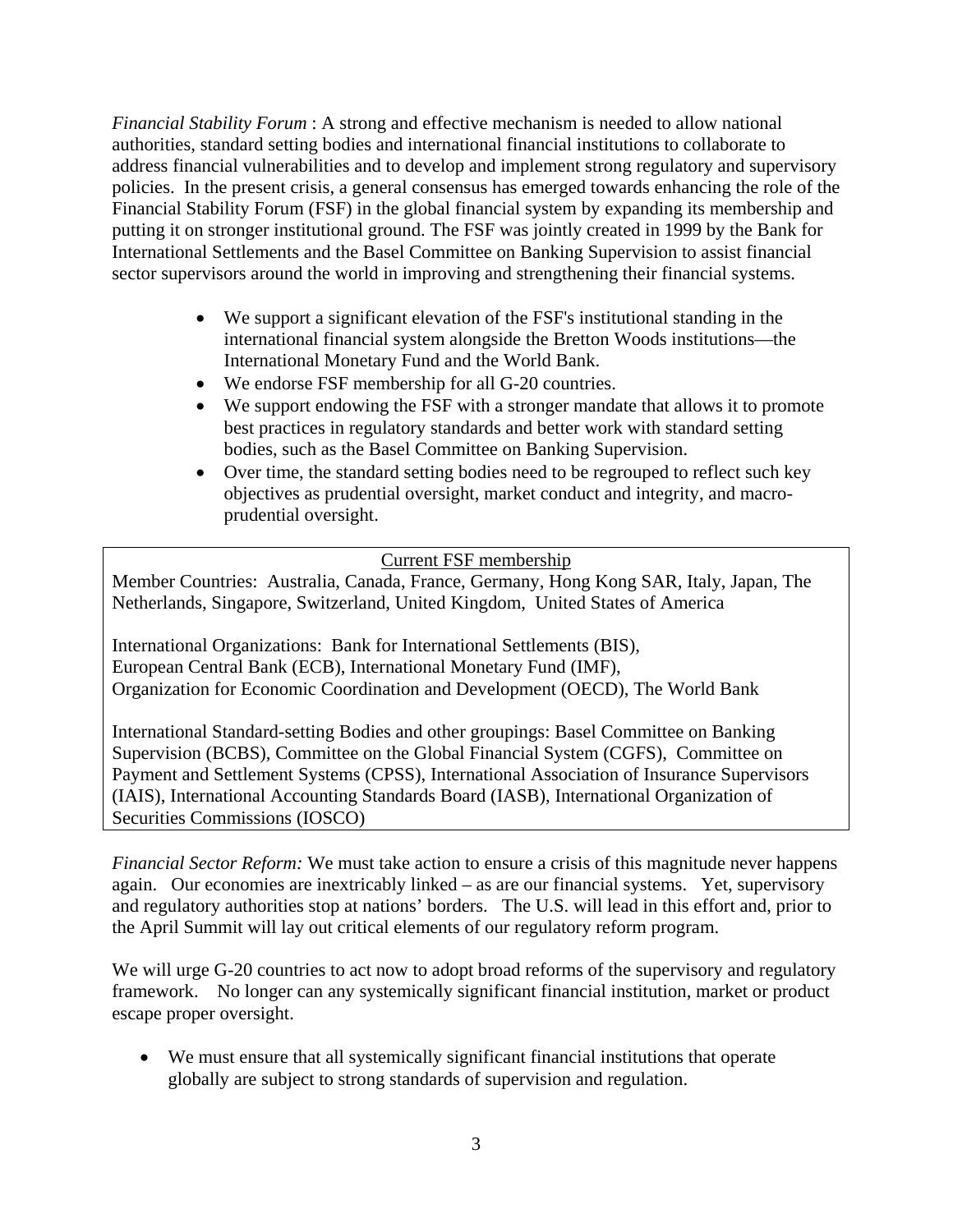*Financial Stability Forum* : A strong and effective mechanism is needed to allow national authorities, standard setting bodies and international financial institutions to collaborate to address financial vulnerabilities and to develop and implement strong regulatory and supervisory policies. In the present crisis, a general consensus has emerged towards enhancing the role of the Financial Stability Forum (FSF) in the global financial system by expanding its membership and putting it on stronger institutional ground. The FSF was jointly created in 1999 by the Bank for International Settlements and the Basel Committee on Banking Supervision to assist financial sector supervisors around the world in improving and strengthening their financial systems.

- We support a significant elevation of the FSF's institutional standing in the international financial system alongside the Bretton Woods institutions—the International Monetary Fund and the World Bank.
- We endorse FSF membership for all G-20 countries.
- We support endowing the FSF with a stronger mandate that allows it to promote best practices in regulatory standards and better work with standard setting bodies, such as the Basel Committee on Banking Supervision.
- Over time, the standard setting bodies need to be regrouped to reflect such key objectives as prudential oversight, market conduct and integrity, and macro-prudential oversight.

Current FSF membership

Member Countries: Australia, Canada, France, Germany, Hong Kong SAR, Italy, Japan, The Netherlands, Singapore, Switzerland, United Kingdom, United States of America

International Organizations: Bank for International Settlements (BIS), European Central Bank (ECB), International Monetary Fund (IMF), Organization for Economic Coordination and Development (OECD), The World Bank

International Standard-setting Bodies and other groupings: Basel Committee on Banking Supervision (BCBS), Committee on the Global Financial System (CGFS), Committee on Payment and Settlement Systems (CPSS), International Association of Insurance Supervisors (IAIS), International Accounting Standards Board (IASB), International Organization of Securities Commissions (IOSCO)

*Financial Sector Reform:* We must take action to ensure a crisis of this magnitude never happens again. Our economies are inextricably linked – as are our financial systems. Yet, supervisory and regulatory authorities stop at nations' borders. The U.S. will lead in this effort and, prior to the April Summit will lay out critical elements of our regulatory reform program.

We will urge G-20 countries to act now to adopt broad reforms of the supervisory and regulatory framework. No longer can any systemically significant financial institution, market or product escape proper oversight.

- We must ensure that all systemically significant financial institutions that operate globally are subject to strong standards of supervision and regulation.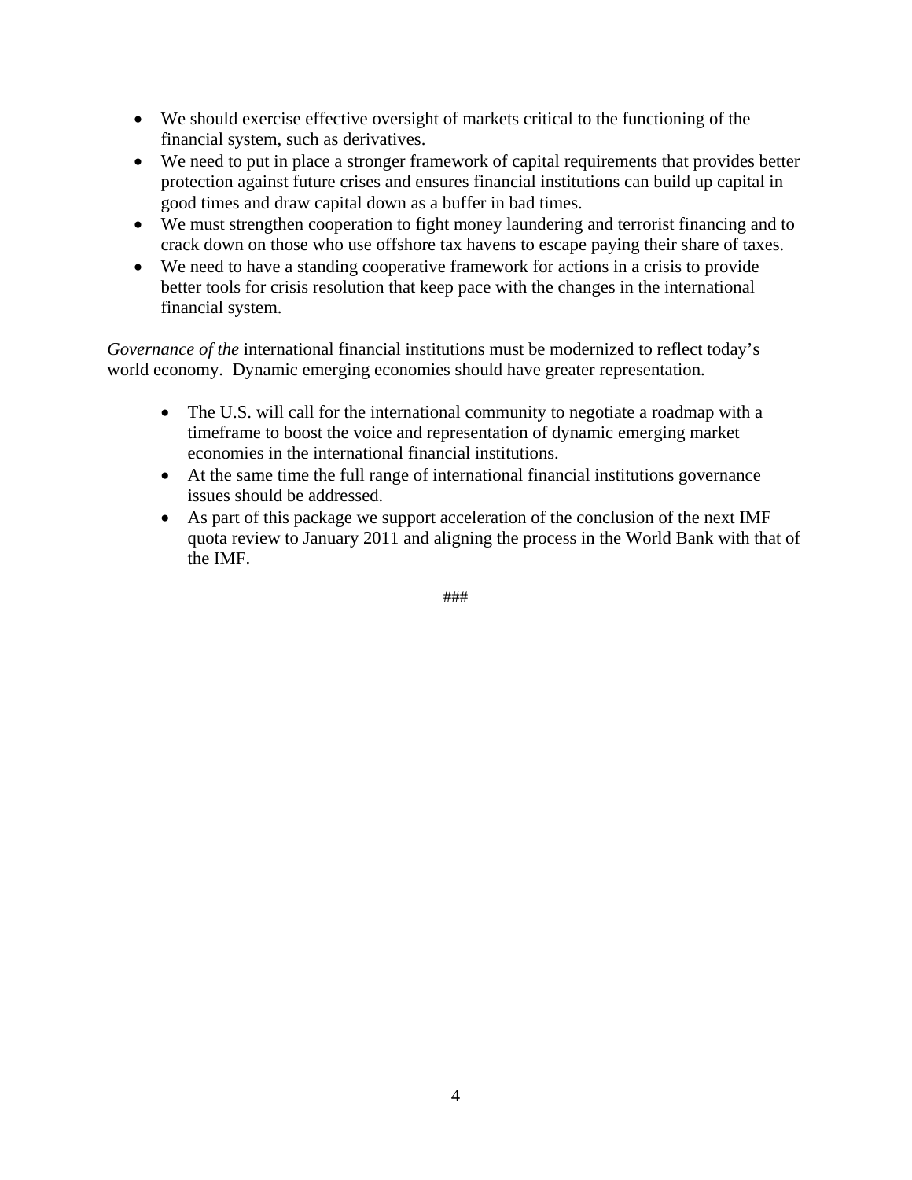- We should exercise effective oversight of markets critical to the functioning of the financial system, such as derivatives.
- We need to put in place a stronger framework of capital requirements that provides better protection against future crises and ensures financial institutions can build up capital in good times and draw capital down as a buffer in bad times.
- We must strengthen cooperation to fight money laundering and terrorist financing and to crack down on those who use offshore tax havens to escape paying their share of taxes.
- We need to have a standing cooperative framework for actions in a crisis to provide better tools for crisis resolution that keep pace with the changes in the international financial system.

*Governance of the* international financial institutions must be modernized to reflect today's world economy. Dynamic emerging economies should have greater representation.

- The U.S. will call for the international community to negotiate a roadmap with a timeframe to boost the voice and representation of dynamic emerging market economies in the international financial institutions.
- At the same time the full range of international financial institutions governance issues should be addressed.
- As part of this package we support acceleration of the conclusion of the next IMF quota review to January 2011 and aligning the process in the World Bank with that of the IMF.

###